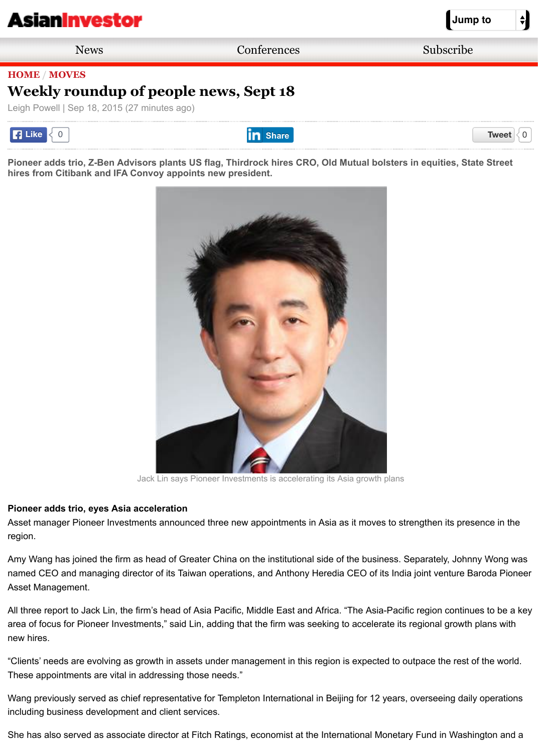HOME / MOVES

# Weekly roundup of people news, Sept 18

Leigh Powell | Sep 18, 2015 (27 minutes ago)

**Pioneer adds trio, Z-Ben Advisors plants US flag, Thirdrock hires CRO, Old Mutual bolsters in equities, State Street hires from Citibank and IFA Convoy appoints new president.**

Jack Lin says Pioneer Investments is accelerating its Asia growth plans

**Pioneer adds trio, eyes Asia acceleration**

Asset manager Pioneer Investments announced three new appointments in Asia as it moves to strengthen its presence in the region.

Amy Wang has joined the firm as head of Greater China on the institutional side of the business. Separately, Johnny Wong was named CEO and managing director of its Taiwan operations, and Anthony Heredia CEO of its India joint venture Baroda Pioneer Asset Management.

All three report to Jack Lin, the firm's head of Asia Pacific, Middle East and Africa. "The Asia-Pacific region continues to be a key area of focus for Pioneer Investments," said Lin, adding that the firm was seeking to accelerate its regional growth plans with new hires.

"Clients' needs are evolving as growth in assets under management in this region is expected to outpace the rest of the world. These appointments are vital in addressing those needs."

Wang previously served as chief representative for Templeton International in Beijing for 12 years, overseeing daily operations including business development and client services.

She has also served as associate director at Fitch Ratings, economist at the International Monetary Fund in Washington and a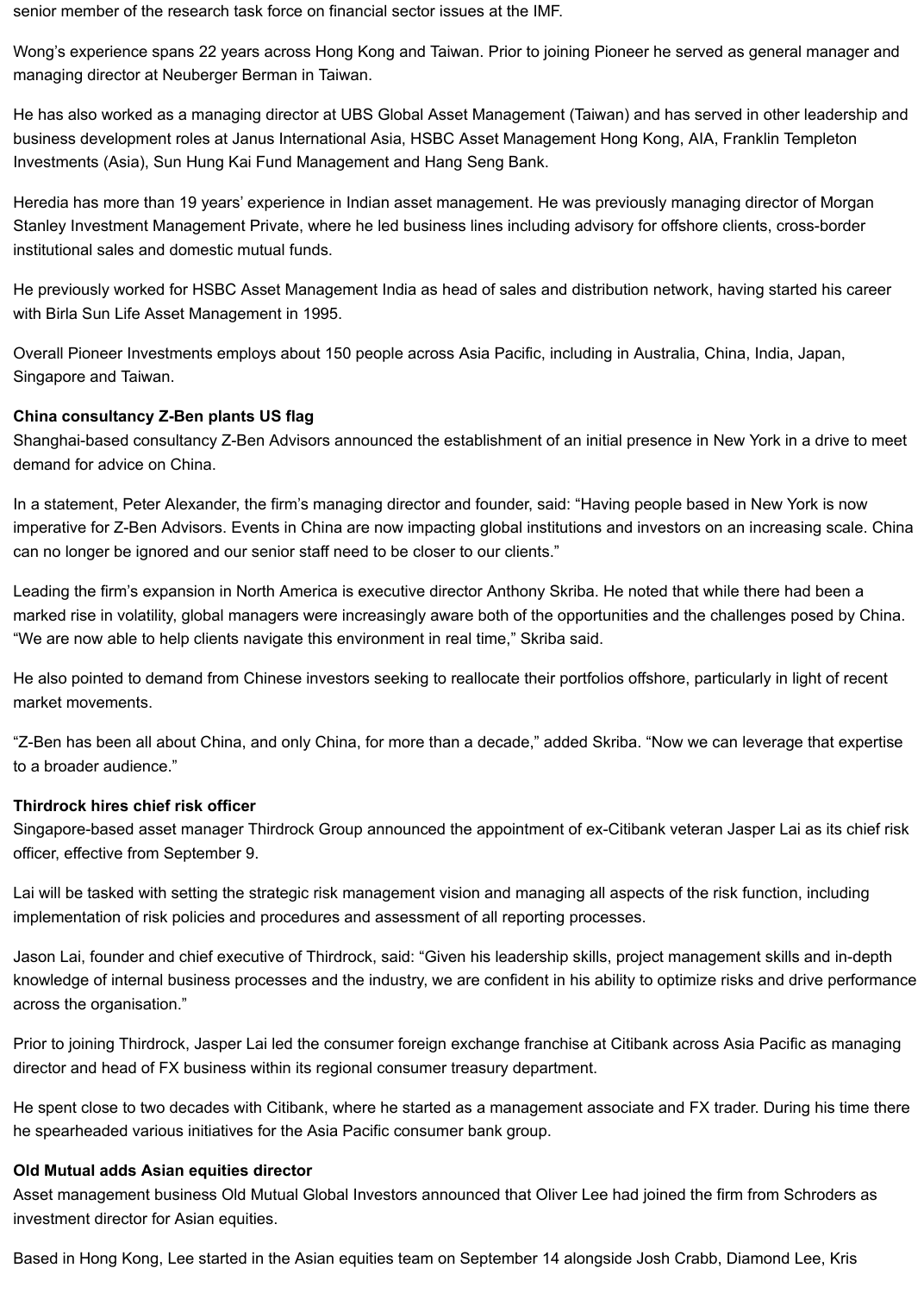senior member of the research task force on financial sector issues at the IMF.

Wong's experience spans 22 years across Hong Kong and Taiwan. Prior to joining Pioneer he served as general manager and managing director at Neuberger Berman in Taiwan.

He has also worked as a managing director at UBS Global Asset Management (Taiwan) and has served in other leadership and business development roles at Janus International Asia, HSBC Asset Management Hong Kong, AIA, Franklin Templeton Investments (Asia), Sun Hung Kai Fund Management and Hang Seng Bank.

Heredia has more than 19 years' experience in Indian asset management. He was previously managing director of Morgan Stanley Investment Management Private, where he led business lines including advisory for offshore clients, cross-border institutional sales and domestic mutual funds.

He previously worked for HSBC Asset Management India as head of sales and distribution network, having started his career with Birla Sun Life Asset Management in 1995.

Overall Pioneer Investments employs about 150 people across Asia Pacific, including in Australia, China, India, Japan, Singapore and Taiwan.

**China consultancy Z-Ben plants US flag**

Shanghai-based consultancy Z-Ben Advisors announced the establishment of an initial presence in New York in a drive to meet demand for advice on China.

In a statement, Peter Alexander, the firm's managing director and founder, said: "Having people based in New York is now imperative for Z-Ben Advisors. Events in China are now impacting global institutions and investors on an increasing scale. China can no longer be ignored and our senior staff need to be closer to our clients."

Leading the firm's expansion in North America is executive director Anthony Skriba. He noted that while there had been a marked rise in volatility, global managers were increasingly aware both of the opportunities and the challenges posed by China. "We are now able to help clients navigate this environment in real time," Skriba said.

He also pointed to demand from Chinese investors seeking to reallocate their portfolios offshore, particularly in light of recent market movements.

"Z-Ben has been all about China, and only China, for more than a decade," added Skriba. "Now we can leverage that expertise to a broader audience."

**Thirdrock hires chief risk officer**

Singapore-based asset manager Thirdrock Group announced the appointment of ex-Citibank veteran Jasper Lai as its chief risk officer, effective from September 9.

Lai will be tasked with setting the strategic risk management vision and managing all aspects of the risk function, including implementation of risk policies and procedures and assessment of all reporting processes.

Jason Lai, founder and chief executive of Thirdrock, said: "Given his leadership skills, project management skills and in-depth knowledge of internal business processes and the industry, we are confident in his ability to optimize risks and drive performance across the organisation."

Prior to joining Thirdrock, Jasper Lai led the consumer foreign exchange franchise at Citibank across Asia Pacific as managing director and head of FX business within its regional consumer treasury department.

He spent close to two decades with Citibank, where he started as a management associate and FX trader. During his time there he spearheaded various initiatives for the Asia Pacific consumer bank group.

**Old Mutual adds Asian equities director**

Asset management business Old Mutual Global Investors announced that Oliver Lee had joined the firm from Schroders as investment director for Asian equities.

Based in Hong Kong, Lee started in the Asian equities team on September 14 alongside Josh Crabb, Diamond Lee, Kris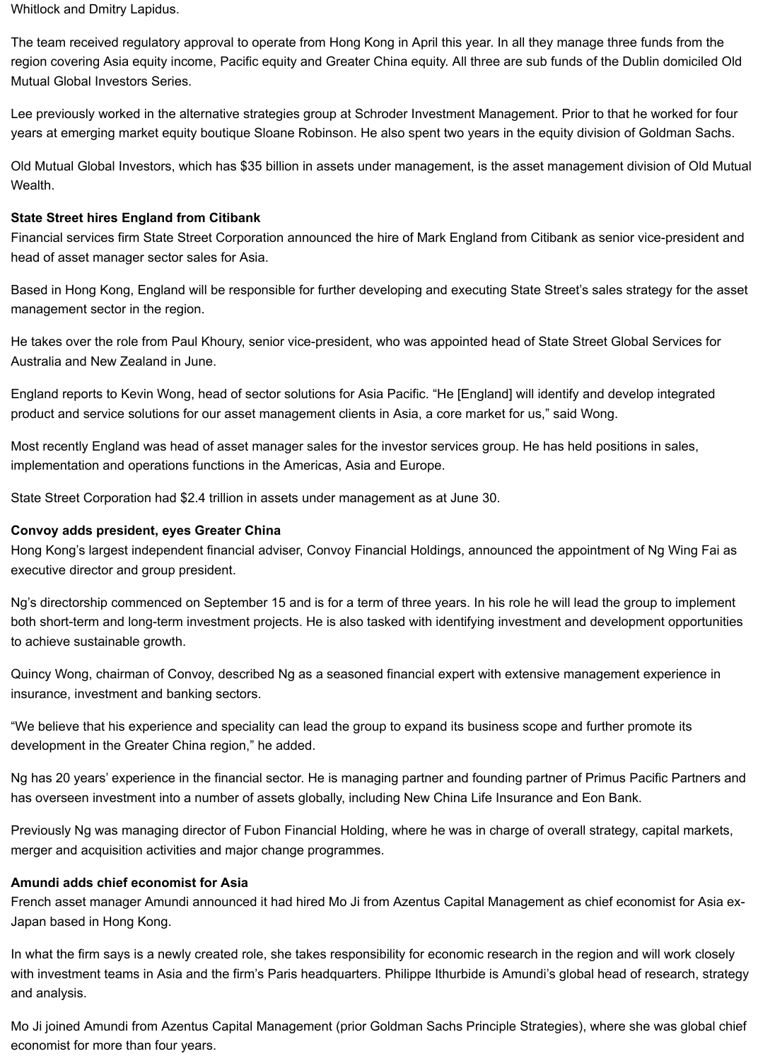Whitlock and Dmitry Lapidus.

The team received regulatory approval to operate from Hong Kong in April this year. In all they manage three funds from the region covering Asia equity income, Pacific equity and Greater China equity. All three are sub funds of the Dublin domiciled Old Mutual Global Investors Series.

Lee previously worked in the alternative strategies group at Schroder Investment Management. Prior to that he worked for four years at emerging market equity boutique Sloane Robinson. He also spent two years in the equity division of Goldman Sachs.

Old Mutual Global Investors, which has $35 billion in assets under management, is the asset management division of Old Mutual Wealth.

**State Street hires England from Citibank**
Financial services firm State Street Corporation announced the hire of Mark England from Citibank as senior vice-president and head of asset manager sector sales for Asia.

Based in Hong Kong, England will be responsible for further developing and executing State Street's sales strategy for the asset management sector in the region.

He takes over the role from Paul Khoury, senior vice-president, who was appointed head of State Street Global Services for Australia and New Zealand in June.

England reports to Kevin Wong, head of sector solutions for Asia Pacific. "He [England] will identify and develop integrated product and service solutions for our asset management clients in Asia, a core market for us," said Wong.

Most recently England was head of asset manager sales for the investor services group. He has held positions in sales, implementation and operations functions in the Americas, Asia and Europe.

State Street Corporation had $2.4 trillion in assets under management as at June 30.

**Convoy adds president, eyes Greater China**
Hong Kong's largest independent financial adviser, Convoy Financial Holdings, announced the appointment of Ng Wing Fai as executive director and group president.

Ng's directorship commenced on September 15 and is for a term of three years. In his role he will lead the group to implement both short-term and long-term investment projects. He is also tasked with identifying investment and development opportunities to achieve sustainable growth.

Quincy Wong, chairman of Convoy, described Ng as a seasoned financial expert with extensive management experience in insurance, investment and banking sectors.

"We believe that his experience and speciality can lead the group to expand its business scope and further promote its development in the Greater China region," he added.

Ng has 20 years' experience in the financial sector. He is managing partner and founding partner of Primus Pacific Partners and has overseen investment into a number of assets globally, including New China Life Insurance and Eon Bank.

Previously Ng was managing director of Fubon Financial Holding, where he was in charge of overall strategy, capital markets, merger and acquisition activities and major change programmes.

**Amundi adds chief economist for Asia**
French asset manager Amundi announced it had hired Mo Ji from Azentus Capital Management as chief economist for Asia ex-Japan based in Hong Kong.

In what the firm says is a newly created role, she takes responsibility for economic research in the region and will work closely with investment teams in Asia and the firm's Paris headquarters. Philippe Ithurbide is Amundi's global head of research, strategy and analysis.

Mo Ji joined Amundi from Azentus Capital Management (prior Goldman Sachs Principle Strategies), where she was global chief economist for more than four years.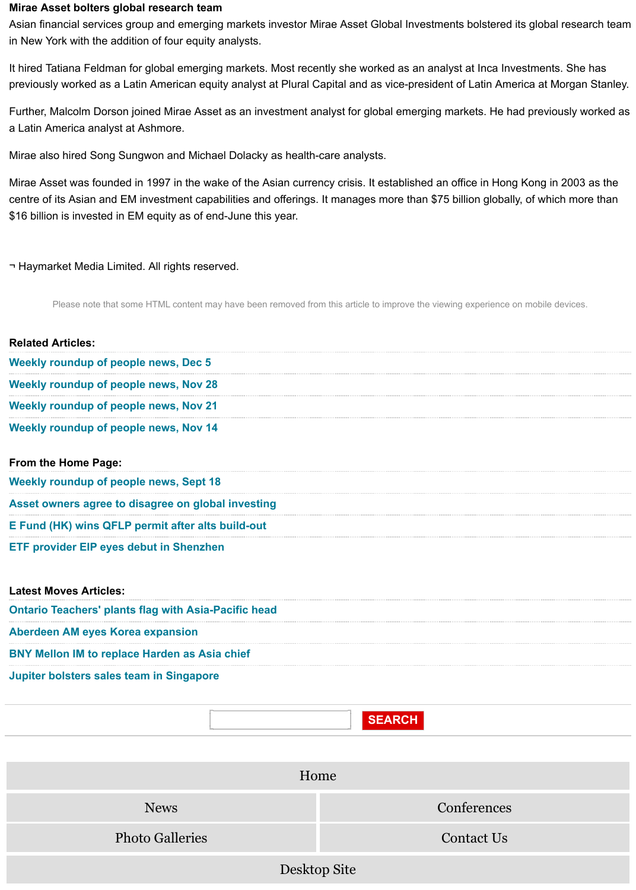**Mirae Asset bolters global research team**

Asian financial services group and emerging markets investor Mirae Asset Global Investments bolstered its global research team in New York with the addition of four equity analysts.

It hired Tatiana Feldman for global emerging markets. Most recently she worked as an analyst at Inca Investments. She has previously worked as a Latin American equity analyst at Plural Capital and as vice-president of Latin America at Morgan Stanley.

Further, Malcolm Dorson joined Mirae Asset as an investment analyst for global emerging markets. He had previously worked as a Latin America analyst at Ashmore.

Mirae also hired Song Sungwon and Michael Dolacky as health-care analysts.

Mirae Asset was founded in 1997 in the wake of the Asian currency crisis. It established an office in Hong Kong in 2003 as the centre of its Asian and EM investment capabilities and offerings. It manages more than $75 billion globally, of which more than $16 billion is invested in EM equity as of end-June this year.

¬ Haymarket Media Limited. All rights reserved.

Please note that some HTML content may have been removed from this article to improve the viewing experience on mobile devices.

**Related Articles:**

- Weekly roundup of people news, Dec 5
- Weekly roundup of people news, Nov 28
- Weekly roundup of people news, Nov 21
- Weekly roundup of people news, Nov 14

**From the Home Page:**

- Weekly roundup of people news, Sept 18
- Asset owners agree to disagree on global investing
- E Fund (HK) wins QFLP permit after alts build-out
- ETF provider EIP eyes debut in Shenzhen

**Latest Moves Articles:**

- Ontario Teachers' plants flag with Asia-Pacific head
- Aberdeen AM eyes Korea expansion
- BNY Mellon IM to replace Harden as Asia chief
- Jupiter bolsters sales team in Singapore

SEARCH

Home

News | Conferences

Photo Galleries | Contact Us

Desktop Site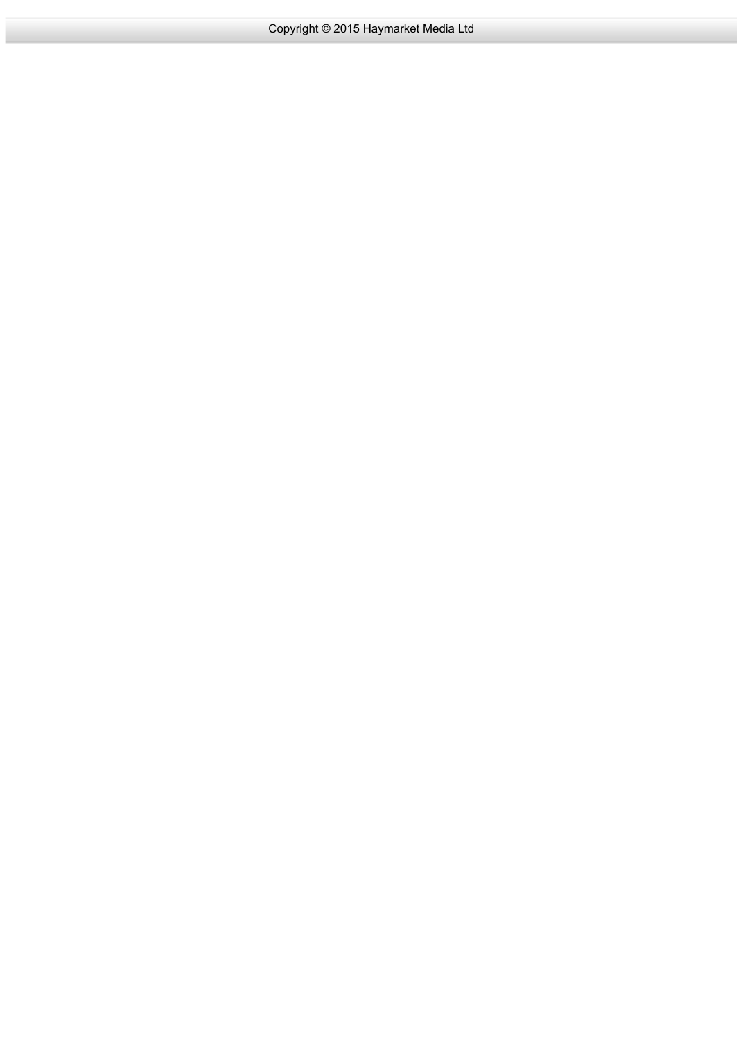Copyright © 2015 Haymarket Media Ltd